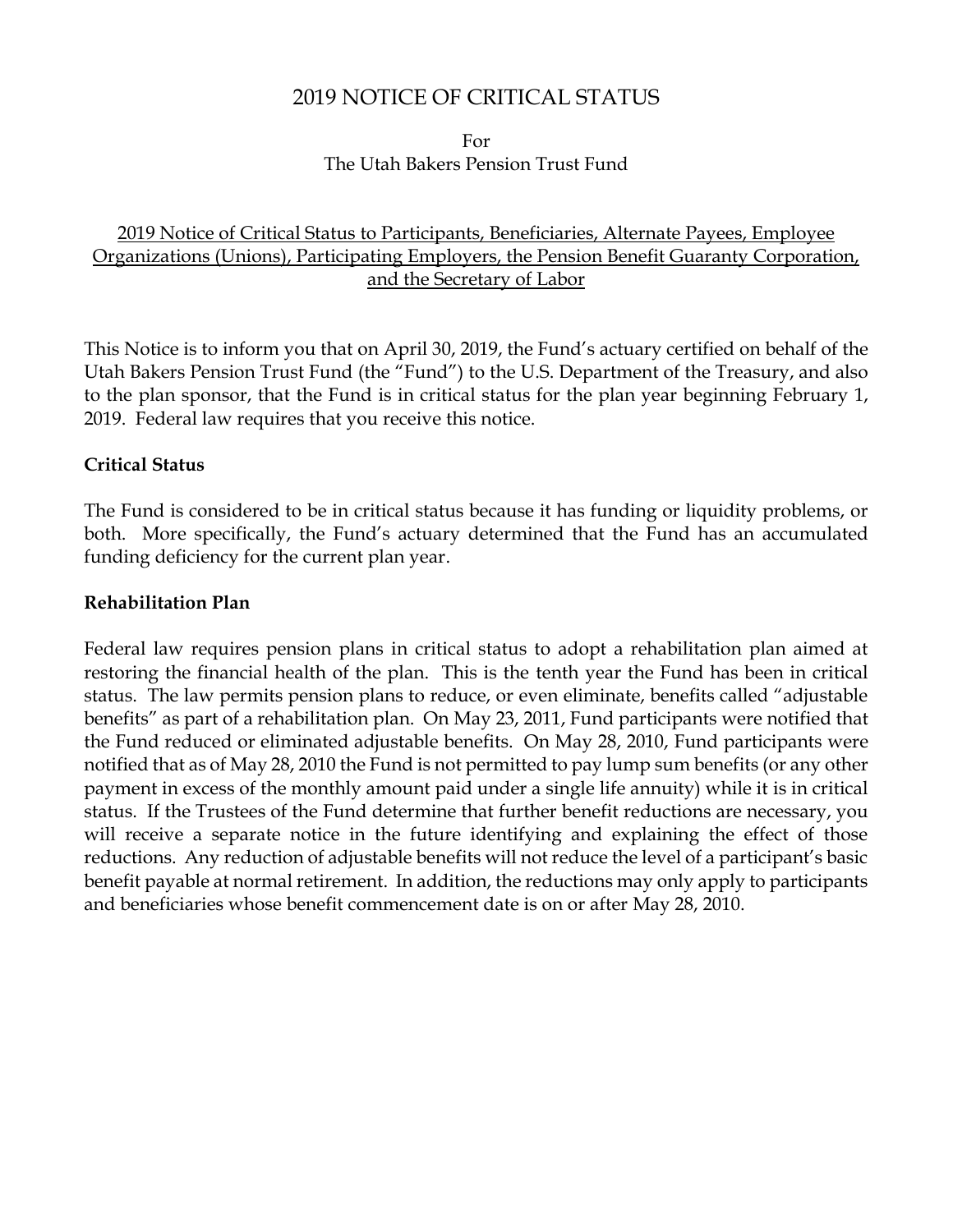# 2019 NOTICE OF CRITICAL STATUS

For
The Utah Bakers Pension Trust Fund

2019 Notice of Critical Status to Participants, Beneficiaries, Alternate Payees, Employee Organizations (Unions), Participating Employers, the Pension Benefit Guaranty Corporation, and the Secretary of Labor

This Notice is to inform you that on April 30, 2019, the Fund's actuary certified on behalf of the Utah Bakers Pension Trust Fund (the "Fund") to the U.S. Department of the Treasury, and also to the plan sponsor, that the Fund is in critical status for the plan year beginning February 1, 2019. Federal law requires that you receive this notice.

**Critical Status**

The Fund is considered to be in critical status because it has funding or liquidity problems, or both. More specifically, the Fund's actuary determined that the Fund has an accumulated funding deficiency for the current plan year.

**Rehabilitation Plan**

Federal law requires pension plans in critical status to adopt a rehabilitation plan aimed at restoring the financial health of the plan. This is the tenth year the Fund has been in critical status. The law permits pension plans to reduce, or even eliminate, benefits called "adjustable benefits" as part of a rehabilitation plan. On May 23, 2011, Fund participants were notified that the Fund reduced or eliminated adjustable benefits. On May 28, 2010, Fund participants were notified that as of May 28, 2010 the Fund is not permitted to pay lump sum benefits (or any other payment in excess of the monthly amount paid under a single life annuity) while it is in critical status. If the Trustees of the Fund determine that further benefit reductions are necessary, you will receive a separate notice in the future identifying and explaining the effect of those reductions. Any reduction of adjustable benefits will not reduce the level of a participant's basic benefit payable at normal retirement. In addition, the reductions may only apply to participants and beneficiaries whose benefit commencement date is on or after May 28, 2010.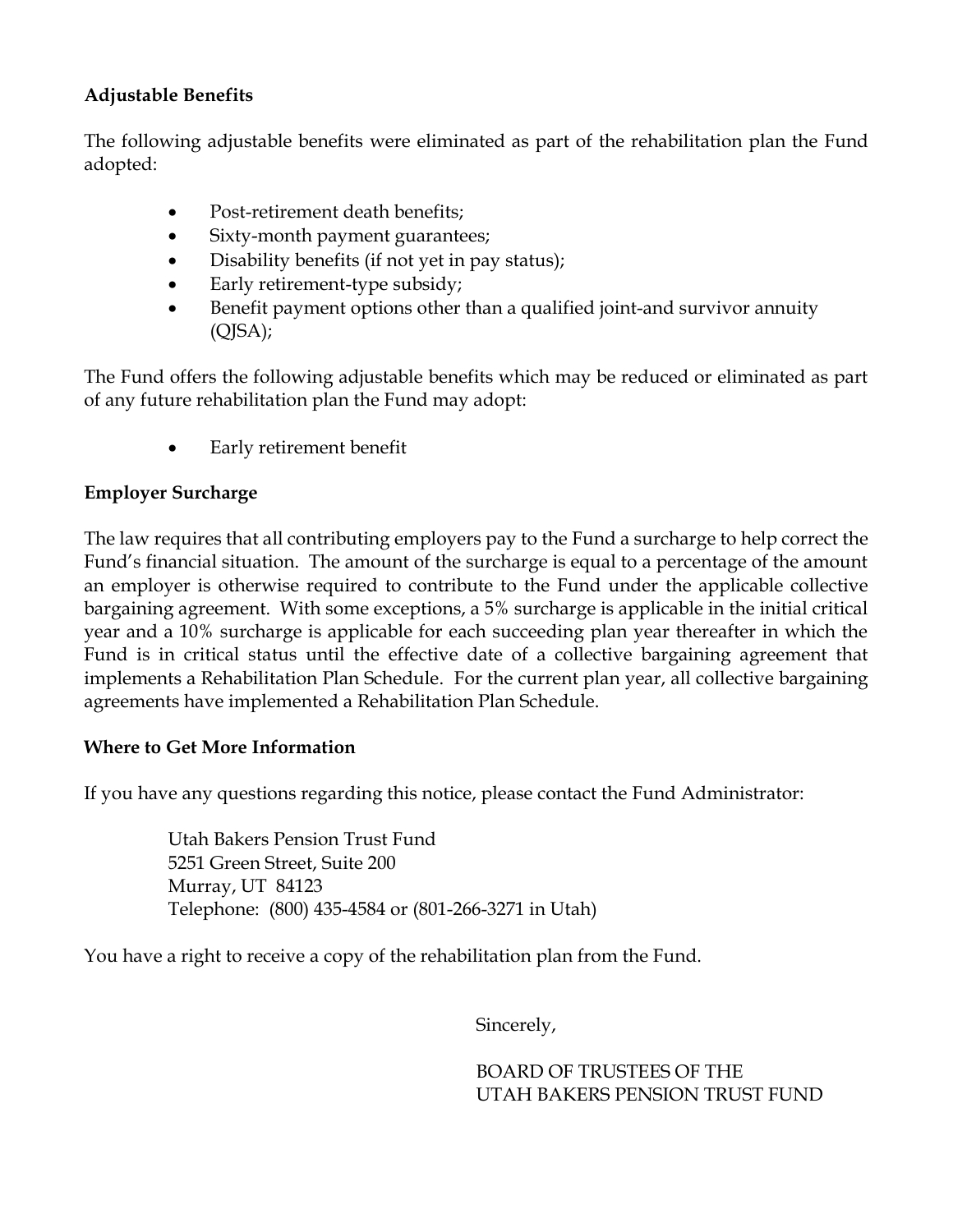**Adjustable Benefits**

The following adjustable benefits were eliminated as part of the rehabilitation plan the Fund adopted:

- Post-retirement death benefits;
- Sixty-month payment guarantees;
- Disability benefits (if not yet in pay status);
- Early retirement-type subsidy;
- Benefit payment options other than a qualified joint-and survivor annuity (QJSA);

The Fund offers the following adjustable benefits which may be reduced or eliminated as part of any future rehabilitation plan the Fund may adopt:

- Early retirement benefit

**Employer Surcharge**

The law requires that all contributing employers pay to the Fund a surcharge to help correct the Fund's financial situation. The amount of the surcharge is equal to a percentage of the amount an employer is otherwise required to contribute to the Fund under the applicable collective bargaining agreement. With some exceptions, a 5% surcharge is applicable in the initial critical year and a 10% surcharge is applicable for each succeeding plan year thereafter in which the Fund is in critical status until the effective date of a collective bargaining agreement that implements a Rehabilitation Plan Schedule. For the current plan year, all collective bargaining agreements have implemented a Rehabilitation Plan Schedule.

**Where to Get More Information**

If you have any questions regarding this notice, please contact the Fund Administrator:

Utah Bakers Pension Trust Fund
5251 Green Street, Suite 200
Murray, UT 84123
Telephone: (800) 435-4584 or (801-266-3271 in Utah)

You have a right to receive a copy of the rehabilitation plan from the Fund.

Sincerely,

BOARD OF TRUSTEES OF THE
UTAH BAKERS PENSION TRUST FUND